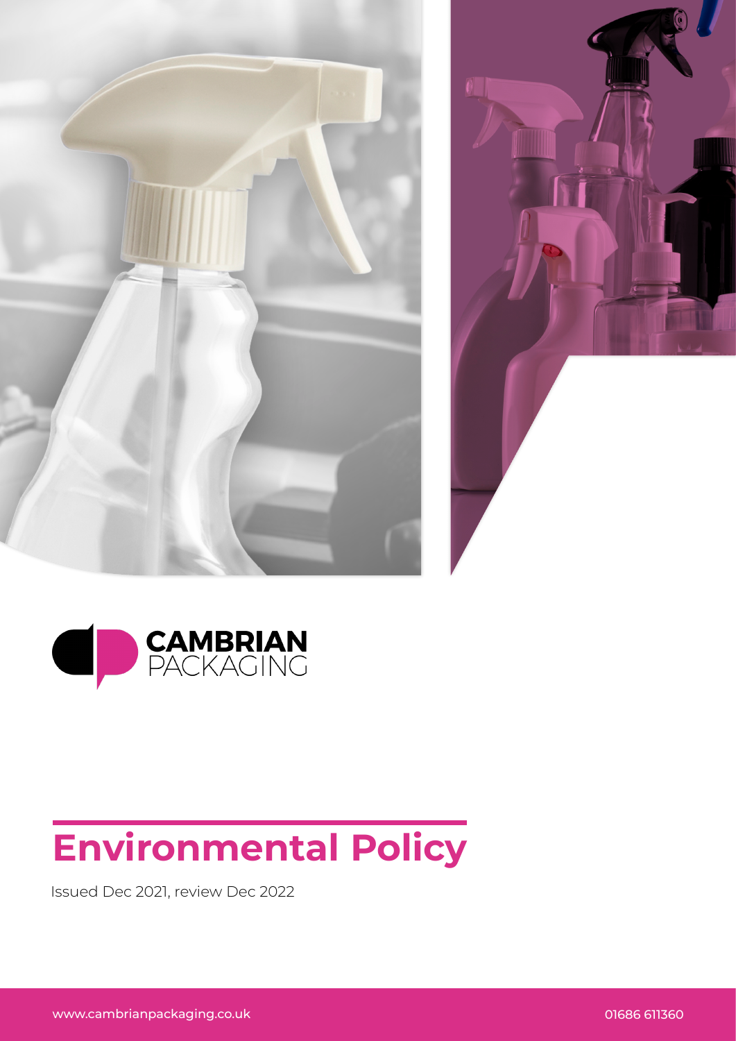CAMBRIAN PACKAGING

# Environmental Policy

Issued Dec 2021, review Dec 2022

www.cambrianpackaging.co.uk

01686 611360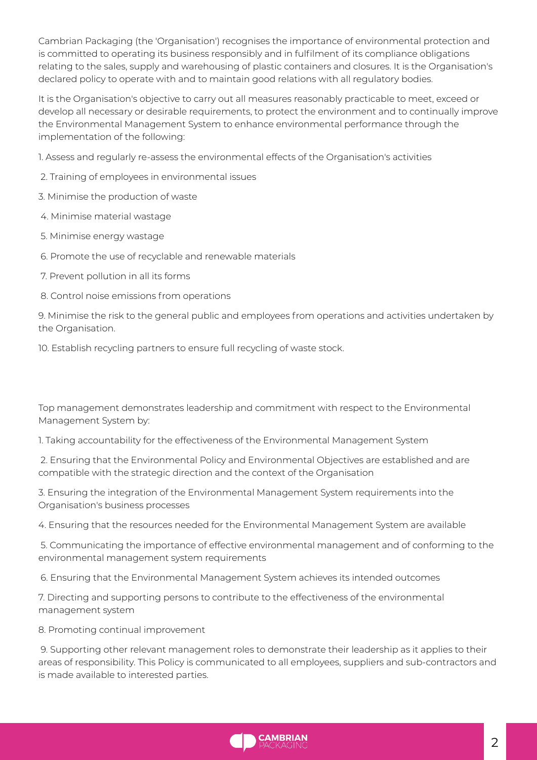Cambrian Packaging (the 'Organisation') recognises the importance of environmental protection and is committed to operating its business responsibly and in fulfilment of its compliance obligations relating to the sales, supply and warehousing of plastic containers and closures. It is the Organisation's declared policy to operate with and to maintain good relations with all regulatory bodies.

It is the Organisation's objective to carry out all measures reasonably practicable to meet, exceed or develop all necessary or desirable requirements, to protect the environment and to continually improve the Environmental Management System to enhance environmental performance through the implementation of the following:

1. Assess and regularly re-assess the environmental effects of the Organisation's activities
2. Training of employees in environmental issues
3. Minimise the production of waste
4. Minimise material wastage
5. Minimise energy wastage
6. Promote the use of recyclable and renewable materials
7. Prevent pollution in all its forms
8. Control noise emissions from operations
9. Minimise the risk to the general public and employees from operations and activities undertaken by the Organisation.
10. Establish recycling partners to ensure full recycling of waste stock.

Top management demonstrates leadership and commitment with respect to the Environmental Management System by:

1. Taking accountability for the effectiveness of the Environmental Management System
2. Ensuring that the Environmental Policy and Environmental Objectives are established and are compatible with the strategic direction and the context of the Organisation
3. Ensuring the integration of the Environmental Management System requirements into the Organisation's business processes
4. Ensuring that the resources needed for the Environmental Management System are available
5. Communicating the importance of effective environmental management and of conforming to the environmental management system requirements
6. Ensuring that the Environmental Management System achieves its intended outcomes
7. Directing and supporting persons to contribute to the effectiveness of the environmental management system
8. Promoting continual improvement
9. Supporting other relevant management roles to demonstrate their leadership as it applies to their areas of responsibility. This Policy is communicated to all employees, suppliers and sub-contractors and is made available to interested parties.